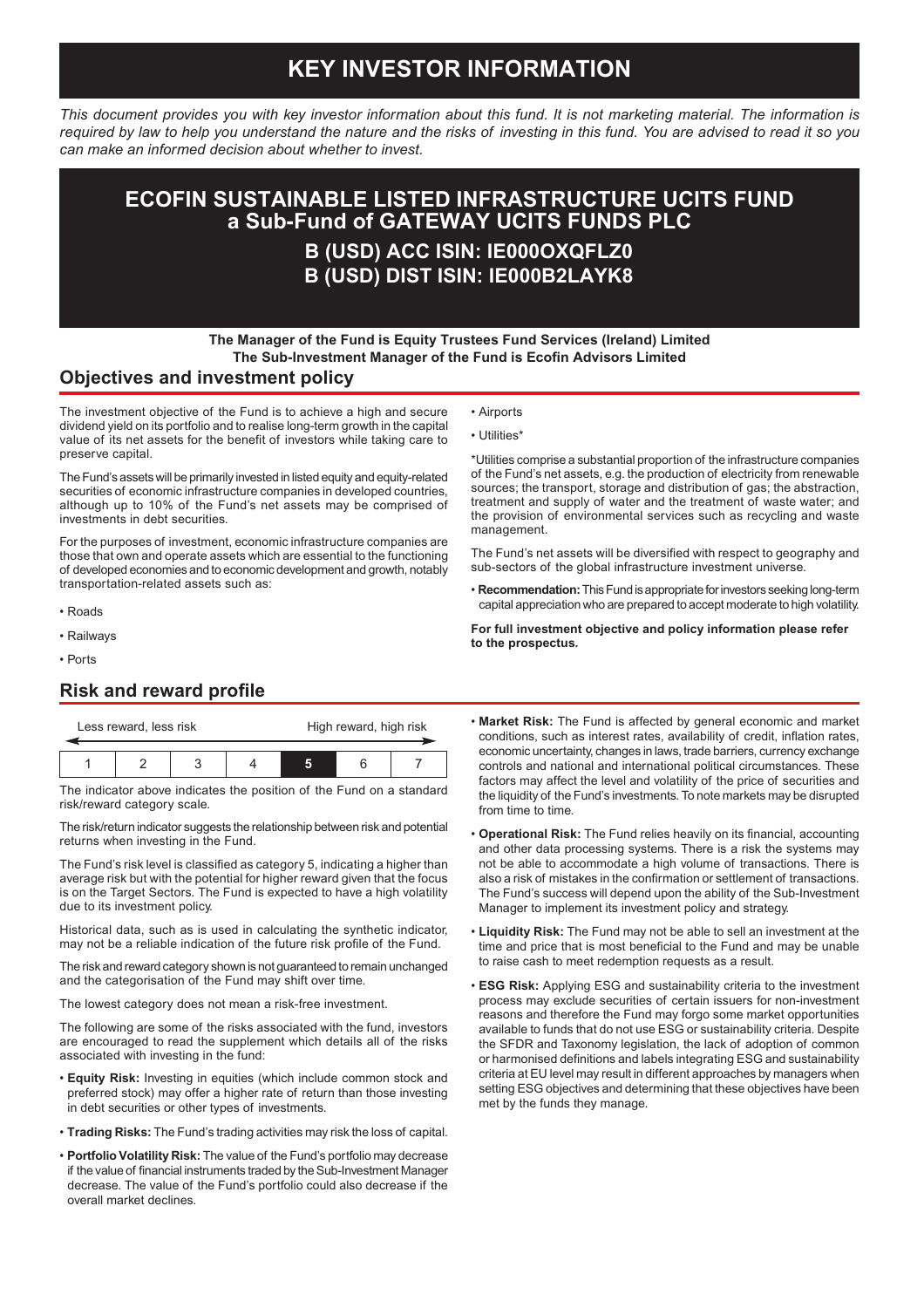# KEY INVESTOR INFORMATION

*This document provides you with key investor information about this fund. It is not marketing material. The information is required by law to help you understand the nature and the risks of investing in this fund. You are advised to read it so you can make an informed decision about whether to invest.*

# ECOFIN SUSTAINABLE LISTED INFRASTRUCTURE UCITS FUND a Sub-Fund of GATEWAY UCITS FUNDS PLC

## B (USD) ACC ISIN: IE000OXQFLZ0
## B (USD) DIST ISIN: IE000B2LAYK8

**The Manager of the Fund is Equity Trustees Fund Services (Ireland) Limited**
**The Sub-Investment Manager of the Fund is Ecofin Advisors Limited**

## Objectives and investment policy

The investment objective of the Fund is to achieve a high and secure dividend yield on its portfolio and to realise long-term growth in the capital value of its net assets for the benefit of investors while taking care to preserve capital.

The Fund's assets will be primarily invested in listed equity and equity-related securities of economic infrastructure companies in developed countries, although up to 10% of the Fund's net assets may be comprised of investments in debt securities.

For the purposes of investment, economic infrastructure companies are those that own and operate assets which are essential to the functioning of developed economies and to economic development and growth, notably transportation-related assets such as:

- Roads
- Railways
- Ports
- Airports
- Utilities*

*Utilities comprise a substantial proportion of the infrastructure companies of the Fund's net assets, e.g. the production of electricity from renewable sources; the transport, storage and distribution of gas; the abstraction, treatment and supply of water and the treatment of waste water; and the provision of environmental services such as recycling and waste management.

The Fund's net assets will be diversified with respect to geography and sub-sectors of the global infrastructure investment universe.

- **Recommendation:** This Fund is appropriate for investors seeking long-term capital appreciation who are prepared to accept moderate to high volatility.

**For full investment objective and policy information please refer to the prospectus.**

## Risk and reward profile

Less reward, less risk ← → High reward, high risk

| 1 | 2 | 3 | 4 | **5** | 6 | 7 |
|---|---|---|---|---|---|---|

The indicator above indicates the position of the Fund on a standard risk/reward category scale.

The risk/return indicator suggests the relationship between risk and potential returns when investing in the Fund.

The Fund's risk level is classified as category 5, indicating a higher than average risk but with the potential for higher reward given that the focus is on the Target Sectors. The Fund is expected to have a high volatility due to its investment policy.

Historical data, such as is used in calculating the synthetic indicator, may not be a reliable indication of the future risk profile of the Fund.

The risk and reward category shown is not guaranteed to remain unchanged and the categorisation of the Fund may shift over time.

The lowest category does not mean a risk-free investment.

The following are some of the risks associated with the fund, investors are encouraged to read the supplement which details all of the risks associated with investing in the fund:

- **Equity Risk:** Investing in equities (which include common stock and preferred stock) may offer a higher rate of return than those investing in debt securities or other types of investments.
- **Trading Risks:** The Fund's trading activities may risk the loss of capital.
- **Portfolio Volatility Risk:** The value of the Fund's portfolio may decrease if the value of financial instruments traded by the Sub-Investment Manager decrease. The value of the Fund's portfolio could also decrease if the overall market declines.
- **Market Risk:** The Fund is affected by general economic and market conditions, such as interest rates, availability of credit, inflation rates, economic uncertainty, changes in laws, trade barriers, currency exchange controls and national and international political circumstances. These factors may affect the level and volatility of the price of securities and the liquidity of the Fund's investments. To note markets may be disrupted from time to time.
- **Operational Risk:** The Fund relies heavily on its financial, accounting and other data processing systems. There is a risk the systems may not be able to accommodate a high volume of transactions. There is also a risk of mistakes in the confirmation or settlement of transactions. The Fund's success will depend upon the ability of the Sub-Investment Manager to implement its investment policy and strategy.
- **Liquidity Risk:** The Fund may not be able to sell an investment at the time and price that is most beneficial to the Fund and may be unable to raise cash to meet redemption requests as a result.
- **ESG Risk:** Applying ESG and sustainability criteria to the investment process may exclude securities of certain issuers for non-investment reasons and therefore the Fund may forgo some market opportunities available to funds that do not use ESG or sustainability criteria. Despite the SFDR and Taxonomy legislation, the lack of adoption of common or harmonised definitions and labels integrating ESG and sustainability criteria at EU level may result in different approaches by managers when setting ESG objectives and determining that these objectives have been met by the funds they manage.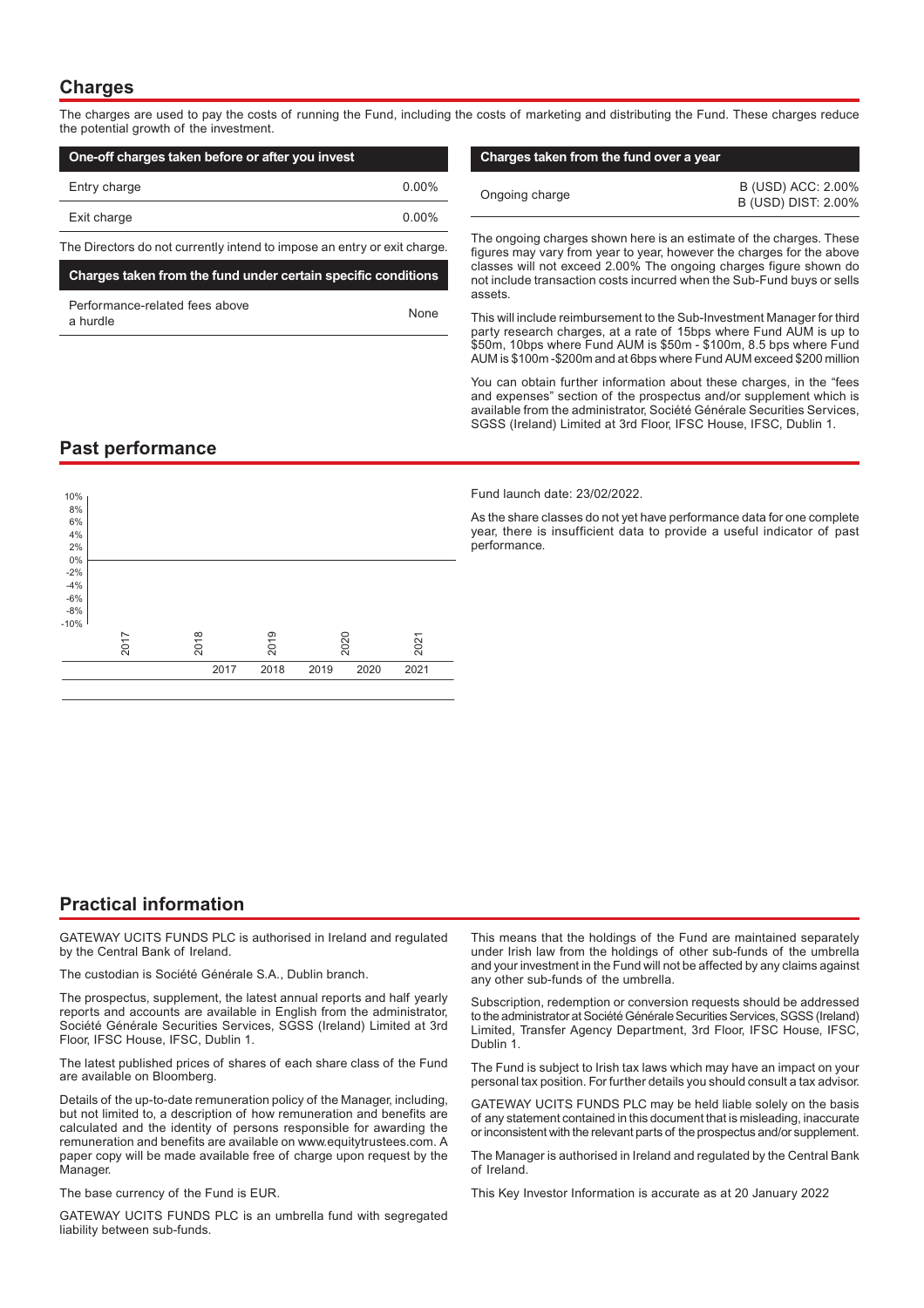## Charges

The charges are used to pay the costs of running the Fund, including the costs of marketing and distributing the Fund. These charges reduce the potential growth of the investment.

| One-off charges taken before or after you invest | |
|---|---|
| Entry charge | 0.00% |
| Exit charge | 0.00% |

The Directors do not currently intend to impose an entry or exit charge.

| Charges taken from the fund under certain specific conditions | |
|---|---|
| Performance-related fees above a hurdle | None |

| Charges taken from the fund over a year | |
|---|---|
| Ongoing charge | B (USD) ACC: 2.00%<br>B (USD) DIST: 2.00% |

The ongoing charges shown here is an estimate of the charges. These figures may vary from year to year, however the charges for the above classes will not exceed 2.00% The ongoing charges figure shown do not include transaction costs incurred when the Sub-Fund buys or sells assets.

This will include reimbursement to the Sub-Investment Manager for third party research charges, at a rate of 15bps where Fund AUM is up to $50m, 10bps where Fund AUM is $50m - $100m, 8.5 bps where Fund AUM is $100m -$200m and at 6bps where Fund AUM exceed $200 million

You can obtain further information about these charges, in the "fees and expenses" section of the prospectus and/or supplement which is available from the administrator, Société Générale Securities Services, SGSS (Ireland) Limited at 3rd Floor, IFSC House, IFSC, Dublin 1.

## Past performance

10%
8%
6%
4%
2%
0%
-2%
-4%
-6%
-8%
-10%

2017 2018 2019 2020 2021

2017 2018 2019 2020 2021

Fund launch date: 23/02/2022.

As the share classes do not yet have performance data for one complete year, there is insufficient data to provide a useful indicator of past performance.

## Practical information

GATEWAY UCITS FUNDS PLC is authorised in Ireland and regulated by the Central Bank of Ireland.

The custodian is Société Générale S.A., Dublin branch.

The prospectus, supplement, the latest annual reports and half yearly reports and accounts are available in English from the administrator, Société Générale Securities Services, SGSS (Ireland) Limited at 3rd Floor, IFSC House, IFSC, Dublin 1.

The latest published prices of shares of each share class of the Fund are available on Bloomberg.

Details of the up-to-date remuneration policy of the Manager, including, but not limited to, a description of how remuneration and benefits are calculated and the identity of persons responsible for awarding the remuneration and benefits are available on www.equitytrustees.com. A paper copy will be made available free of charge upon request by the Manager.

The base currency of the Fund is EUR.

GATEWAY UCITS FUNDS PLC is an umbrella fund with segregated liability between sub-funds.

This means that the holdings of the Fund are maintained separately under Irish law from the holdings of other sub-funds of the umbrella and your investment in the Fund will not be affected by any claims against any other sub-funds of the umbrella.

Subscription, redemption or conversion requests should be addressed to the administrator at Société Générale Securities Services, SGSS (Ireland) Limited, Transfer Agency Department, 3rd Floor, IFSC House, IFSC, Dublin 1.

The Fund is subject to Irish tax laws which may have an impact on your personal tax position. For further details you should consult a tax advisor.

GATEWAY UCITS FUNDS PLC may be held liable solely on the basis of any statement contained in this document that is misleading, inaccurate or inconsistent with the relevant parts of the prospectus and/or supplement.

The Manager is authorised in Ireland and regulated by the Central Bank of Ireland.

This Key Investor Information is accurate as at 20 January 2022